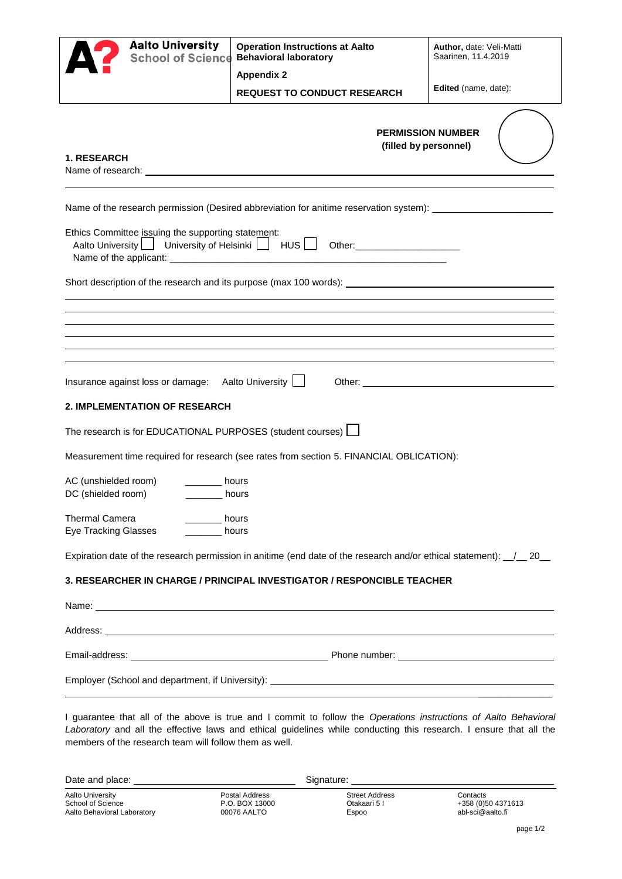| Aalto University School of Science | **Operation Instructions at Aalto Behavioral laboratory** **Appendix 2** **REQUEST TO CONDUCT RESEARCH** | **Author,** date: Veli-Matti Saarinen, 11.4.2019 **Edited** (name, date): |
|---|---|---|

**PERMISSION NUMBER**
**(filled by personnel)**

## 1. RESEARCH

Name of research: ______________________________________________

______________________________________________

Name of the research permission (Desired abbreviation for anitime reservation system): ____________________

Ethics Committee issuing the supporting statement:
Aalto University ☐ University of Helsinki ☐ HUS ☐ Other:__________________
Name of the applicant: ______________________________________________

Short description of the research and its purpose (max 100 words): ______________________________

______________________________________________

______________________________________________

______________________________________________

______________________________________________

______________________________________________

______________________________________________

Insurance against loss or damage: Aalto University ☐ Other: ______________________________

## 2. IMPLEMENTATION OF RESEARCH

The research is for EDUCATIONAL PURPOSES (student courses) ☐

Measurement time required for research (see rates from section 5. FINANCIAL OBLICATION):

AC (unshielded room) _______ hours
DC (shielded room) _______ hours

Thermal Camera _______ hours
Eye Tracking Glasses _______ hours

Expiration date of the research permission in anitime (end date of the research and/or ethical statement): __/__ 20__

## 3. RESEARCHER IN CHARGE / PRINCIPAL INVESTIGATOR / RESPONCIBLE TEACHER

Name: ______________________________________________

Address: ______________________________________________

Email-address: ______________________________ Phone number: ______________________________

Employer (School and department, if University): ______________________________

______________________________________________

I guarantee that all of the above is true and I commit to follow the *Operations instructions of Aalto Behavioral Laboratory* and all the effective laws and ethical guidelines while conducting this research. I ensure that all the members of the research team will follow them as well.

Date and place: ______________________________ Signature: ______________________________

| Aalto University School of Science Aalto Behavioral Laboratory | Postal Address P.O. BOX 13000 00076 AALTO | Street Address Otakaari 5 I Espoo | Contacts +358 (0)50 4371613 abl-sci@aalto.fi |
|---|---|---|---|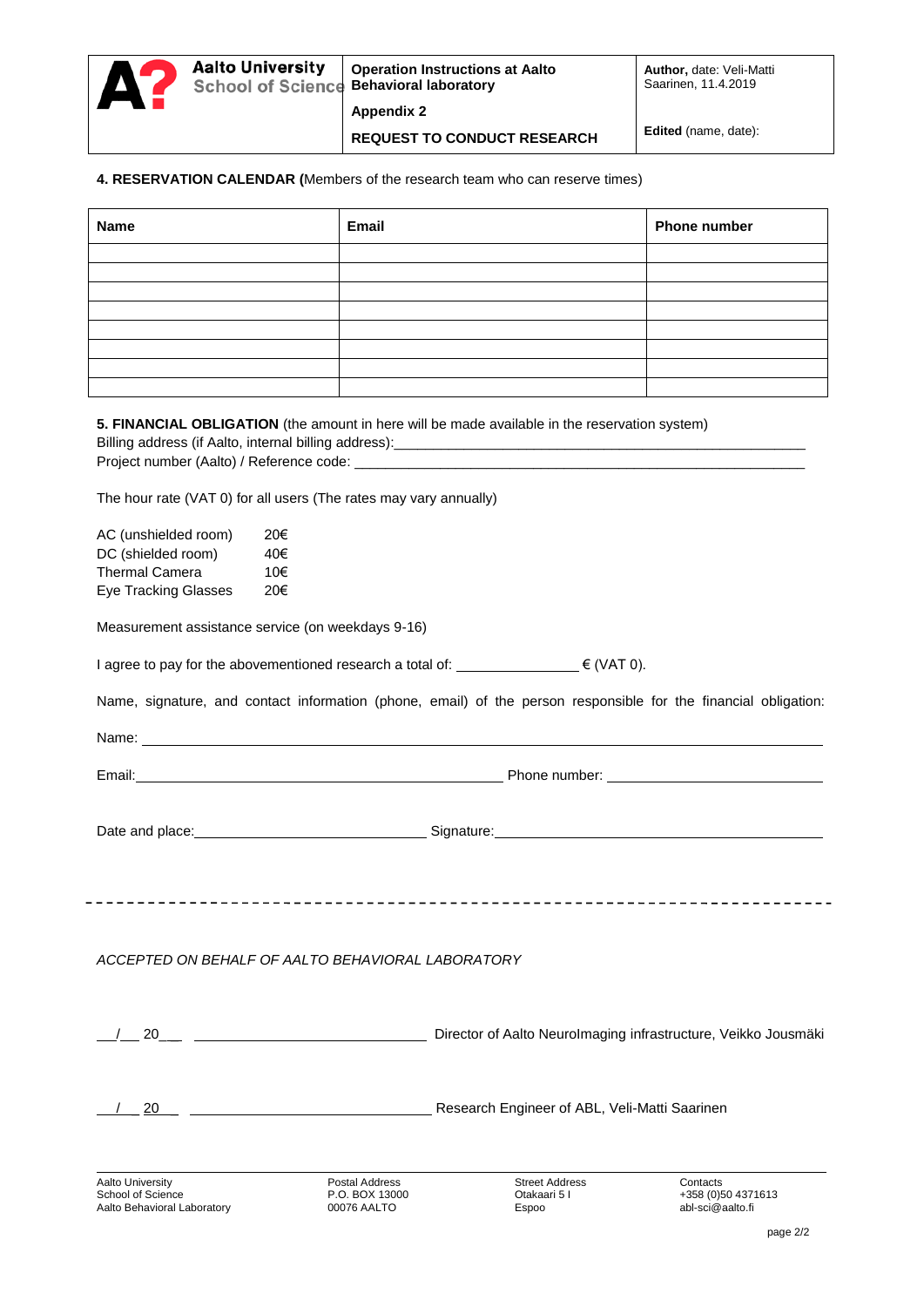**4. RESERVATION CALENDAR (**Members of the research team who can reserve times)

| Name | Email | Phone number |
|---|---|---|
| | | |
| | | |
| | | |
| | | |
| | | |
| | | |
| | | |
| | | |

**5. FINANCIAL OBLIGATION** (the amount in here will be made available in the reservation system)

Billing address (if Aalto, internal billing address):_______________________________________________

Project number (Aalto) / Reference code: ____________________________________________________

The hour rate (VAT 0) for all users (The rates may vary annually)

| | |
|---|---|
| AC (unshielded room) | 20€ |
| DC (shielded room) | 40€ |
| Thermal Camera | 10€ |
| Eye Tracking Glasses | 20€ |

Measurement assistance service (on weekdays 9-16)

I agree to pay for the abovementioned research a total of: _______________ € (VAT 0).

Name, signature, and contact information (phone, email) of the person responsible for the financial obligation:

Name: ______________________________________________________________________

Email:_______________________________________ Phone number: ______________________

Date and place:___________________________ Signature:_____________________________

---

*ACCEPTED ON BEHALF OF AALTO BEHAVIORAL LABORATORY*

__/__ 20__ ____________________________ Director of Aalto NeuroImaging infrastructure, Veikko Jousmäki

__/__ 20__ ____________________________ Research Engineer of ABL, Veli-Matti Saarinen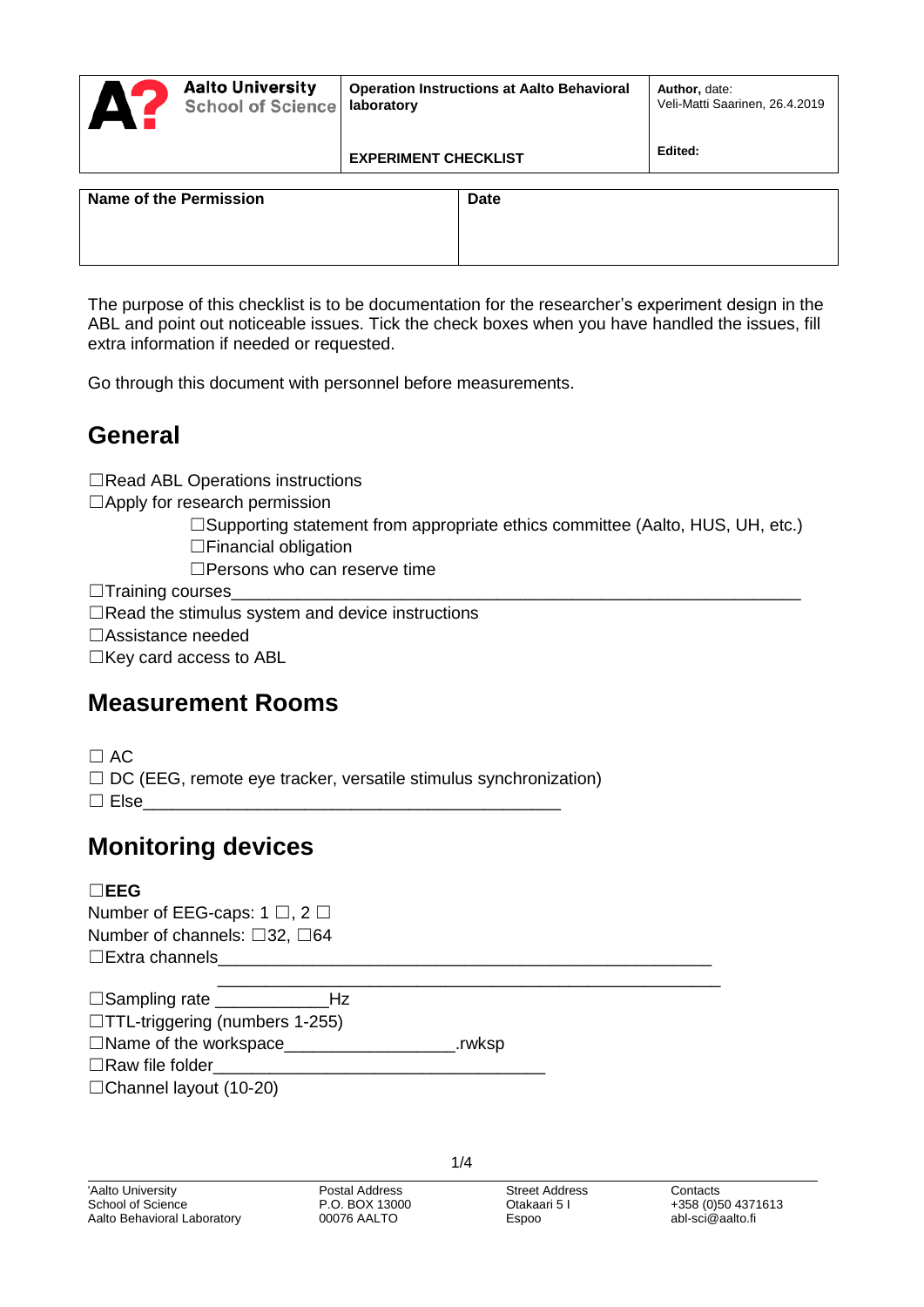| Aalto University School of Science | Operation Instructions at Aalto Behavioral laboratory<br><br>**EXPERIMENT CHECKLIST** | **Author,** date:<br>Veli-Matti Saarinen, 26.4.2019<br><br>**Edited:** |
|---|---|---|

| **Name of the Permission** | **Date** |
|---|---|
| | |

The purpose of this checklist is to be documentation for the researcher's experiment design in the ABL and point out noticeable issues. Tick the check boxes when you have handled the issues, fill extra information if needed or requested.

Go through this document with personnel before measurements.

## General

☐Read ABL Operations instructions
☐Apply for research permission
    ☐Supporting statement from appropriate ethics committee (Aalto, HUS, UH, etc.)
    ☐Financial obligation
    ☐Persons who can reserve time
☐Training courses___________________________________________________________
☐Read the stimulus system and device instructions
☐Assistance needed
☐Key card access to ABL

## Measurement Rooms

☐ AC
☐ DC (EEG, remote eye tracker, versatile stimulus synchronization)
☐ Else____________________________________________

## Monitoring devices

☐**EEG**
Number of EEG-caps: 1 ☐, 2 ☐
Number of channels: ☐32, ☐64
☐Extra channels____________________________________________________
_____________________________________________________

☐Sampling rate ____________Hz
☐TTL-triggering (numbers 1-255)
☐Name of the workspace_________________.rwksp
☐Raw file folder___________________________________
☐Channel layout (10-20)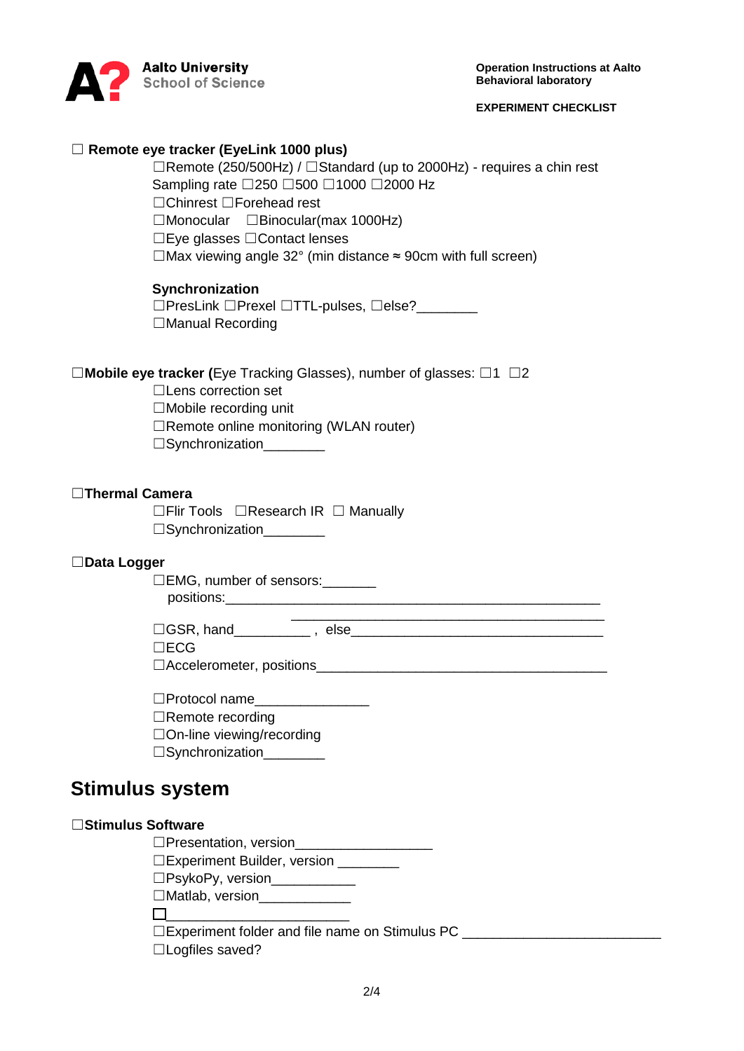☐ **Remote eye tracker (EyeLink 1000 plus)**

☐Remote (250/500Hz) / ☐Standard (up to 2000Hz) - requires a chin rest
Sampling rate ☐250 ☐500 ☐1000 ☐2000 Hz
☐Chinrest ☐Forehead rest
☐Monocular ☐Binocular(max 1000Hz)
☐Eye glasses ☐Contact lenses
☐Max viewing angle 32° (min distance ≈ 90cm with full screen)

**Synchronization**
☐PresLink ☐Prexel ☐TTL-pulses, ☐else?________
☐Manual Recording

☐**Mobile eye tracker (**Eye Tracking Glasses), number of glasses: ☐1 ☐2

☐Lens correction set
☐Mobile recording unit
☐Remote online monitoring (WLAN router)
☐Synchronization________

☐**Thermal Camera**

☐Flir Tools ☐Research IR ☐ Manually
☐Synchronization________

☐**Data Logger**

☐EMG, number of sensors:_______
positions:__________________________________________________
__________________________________________
☐GSR, hand__________ , else__________________________________
☐ECG
☐Accelerometer, positions______________________________________

☐Protocol name_______________
☐Remote recording
☐On-line viewing/recording
☐Synchronization________

# Stimulus system

☐**Stimulus Software**

☐Presentation, version__________________
☐Experiment Builder, version ________
☐PsykoPy, version___________
☐Matlab, version____________
☐________________________
☐Experiment folder and file name on Stimulus PC _________________________
☐Logfiles saved?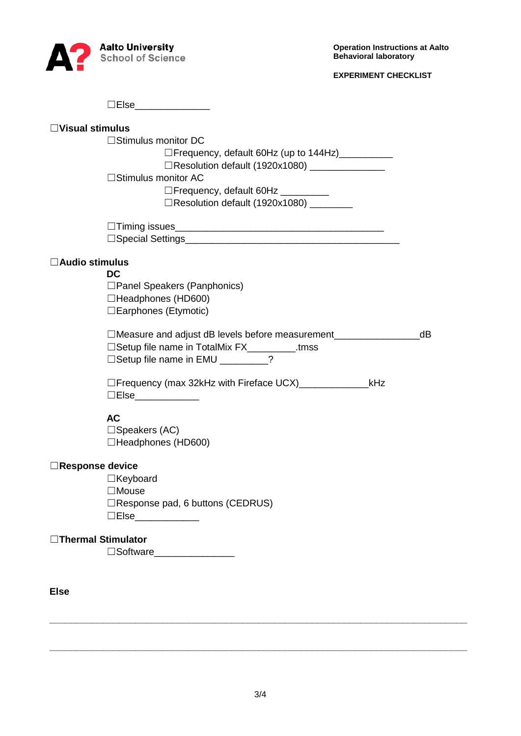☐Else______________

☐**Visual stimulus**

- ☐Stimulus monitor DC
  - ☐Frequency, default 60Hz (up to 144Hz)__________
  - ☐Resolution default (1920x1080) ______________
- ☐Stimulus monitor AC
  - ☐Frequency, default 60Hz _________
  - ☐Resolution default (1920x1080) ________
- ☐Timing issues_______________________________________
- ☐Special Settings________________________________________

☐**Audio stimulus**

**DC**

- ☐Panel Speakers (Panphonics)
- ☐Headphones (HD600)
- ☐Earphones (Etymotic)

- ☐Measure and adjust dB levels before measurement________________dB
- ☐Setup file name in TotalMix FX_________.tmss
- ☐Setup file name in EMU _________?

- ☐Frequency (max 32kHz with Fireface UCX)_____________kHz
- ☐Else____________

**AC**

- ☐Speakers (AC)
- ☐Headphones (HD600)

☐**Response device**

- ☐Keyboard
- ☐Mouse
- ☐Response pad, 6 buttons (CEDRUS)
- ☐Else____________

☐**Thermal Stimulator**

- ☐Software_______________

**Else**

______________________________________________________________________________

______________________________________________________________________________